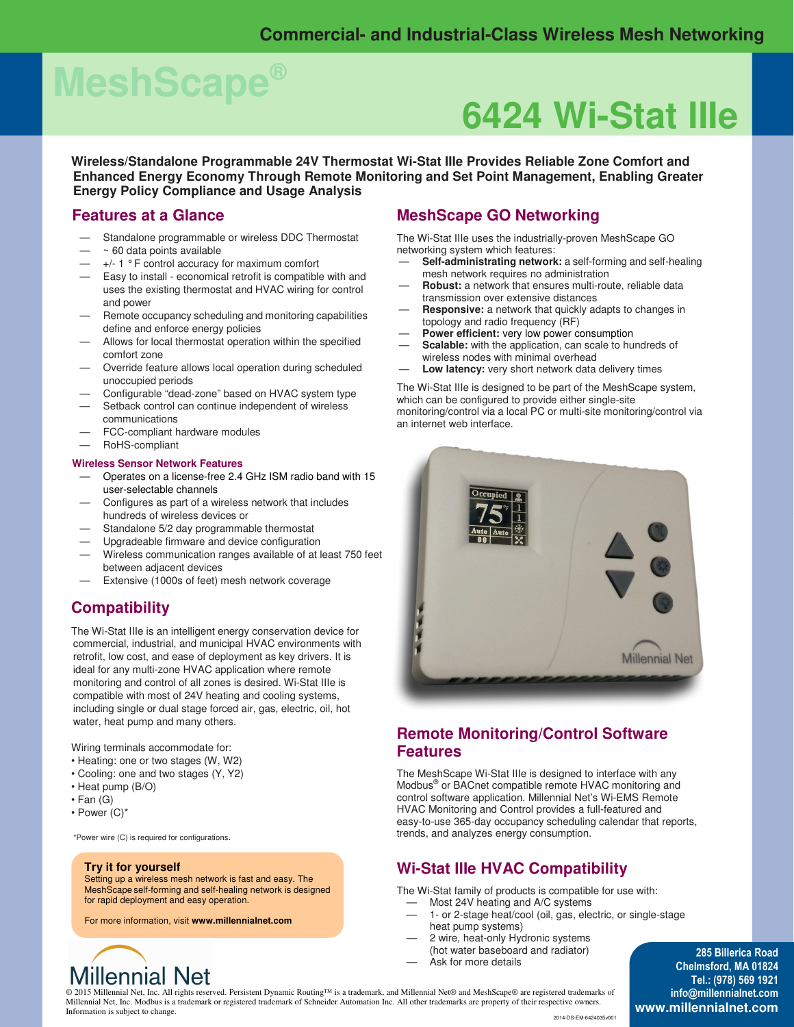Commercial- and Industrial-Class Wireless Mesh Networking

# MeshScape®

# 6424 Wi-Stat IIIe

**Wireless/Standalone Programmable 24V Thermostat Wi-Stat IIIe Provides Reliable Zone Comfort and Enhanced Energy Economy Through Remote Monitoring and Set Point Management, Enabling Greater Energy Policy Compliance and Usage Analysis**

## Features at a Glance

- Standalone programmable or wireless DDC Thermostat
- ~ 60 data points available
- +/- 1 ° F control accuracy for maximum comfort
- Easy to install - economical retrofit is compatible with and uses the existing thermostat and HVAC wiring for control and power
- Remote occupancy scheduling and monitoring capabilities define and enforce energy policies
- Allows for local thermostat operation within the specified comfort zone
- Override feature allows local operation during scheduled unoccupied periods
- Configurable "dead-zone" based on HVAC system type
- Setback control can continue independent of wireless communications
- FCC-compliant hardware modules
- RoHS-compliant

### Wireless Sensor Network Features

- Operates on a license-free 2.4 GHz ISM radio band with 15 user-selectable channels
- Configures as part of a wireless network that includes hundreds of wireless devices or
- Standalone 5/2 day programmable thermostat
- Upgradeable firmware and device configuration
- Wireless communication ranges available of at least 750 feet between adjacent devices
- Extensive (1000s of feet) mesh network coverage

## Compatibility

The Wi-Stat IIIe is an intelligent energy conservation device for commercial, industrial, and municipal HVAC environments with retrofit, low cost, and ease of deployment as key drivers. It is ideal for any multi-zone HVAC application where remote monitoring and control of all zones is desired. Wi-Stat IIIe is compatible with most of 24V heating and cooling systems, including single or dual stage forced air, gas, electric, oil, hot water, heat pump and many others.

Wiring terminals accommodate for:

- Heating: one or two stages (W, W2)
- Cooling: one and two stages (Y, Y2)
- Heat pump (B/O)
- Fan (G)
- Power (C)*

*Power wire (C) is required for configurations.

**Try it for yourself**

Setting up a wireless mesh network is fast and easy. The MeshScape self-forming and self-healing network is designed for rapid deployment and easy operation.

For more information, visit **www.millennialnet.com**

## MeshScape GO Networking

The Wi-Stat IIIe uses the industrially-proven MeshScape GO networking system which features:

- **Self-administrating network:** a self-forming and self-healing mesh network requires no administration
- **Robust:** a network that ensures multi-route, reliable data transmission over extensive distances
- **Responsive:** a network that quickly adapts to changes in topology and radio frequency (RF)
- **Power efficient:** very low power consumption
- **Scalable:** with the application, can scale to hundreds of wireless nodes with minimal overhead
- **Low latency:** very short network data delivery times

The Wi-Stat IIIe is designed to be part of the MeshScape system, which can be configured to provide either single-site monitoring/control via a local PC or multi-site monitoring/control via an internet web interface.

## Remote Monitoring/Control Software Features

The MeshScape Wi-Stat IIIe is designed to interface with any Modbus® or BACnet compatible remote HVAC monitoring and control software application. Millennial Net's Wi-EMS Remote HVAC Monitoring and Control provides a full-featured and easy-to-use 365-day occupancy scheduling calendar that reports, trends, and analyzes energy consumption.

## Wi-Stat IIIe HVAC Compatibility

The Wi-Stat family of products is compatible for use with:

- Most 24V heating and A/C systems
- 1- or 2-stage heat/cool (oil, gas, electric, or single-stage heat pump systems)
- 2 wire, heat-only Hydronic systems (hot water baseboard and radiator)
- Ask for more details

Millennial Net

285 Billerica Road
Chelmsford, MA 01824
Tel.: (978) 569 1921
info@millennialnet.com
www.millennialnet.com

© 2015 Millennial Net, Inc. All rights reserved. Persistent Dynamic Routing™ is a trademark, and Millennial Net® and MeshScape® are registered trademarks of Millennial Net, Inc. Modbus is a trademark or registered trademark of Schneider Automation Inc. All other trademarks are property of their respective owners. Information is subject to change.

2014-DS-EM-6424035v001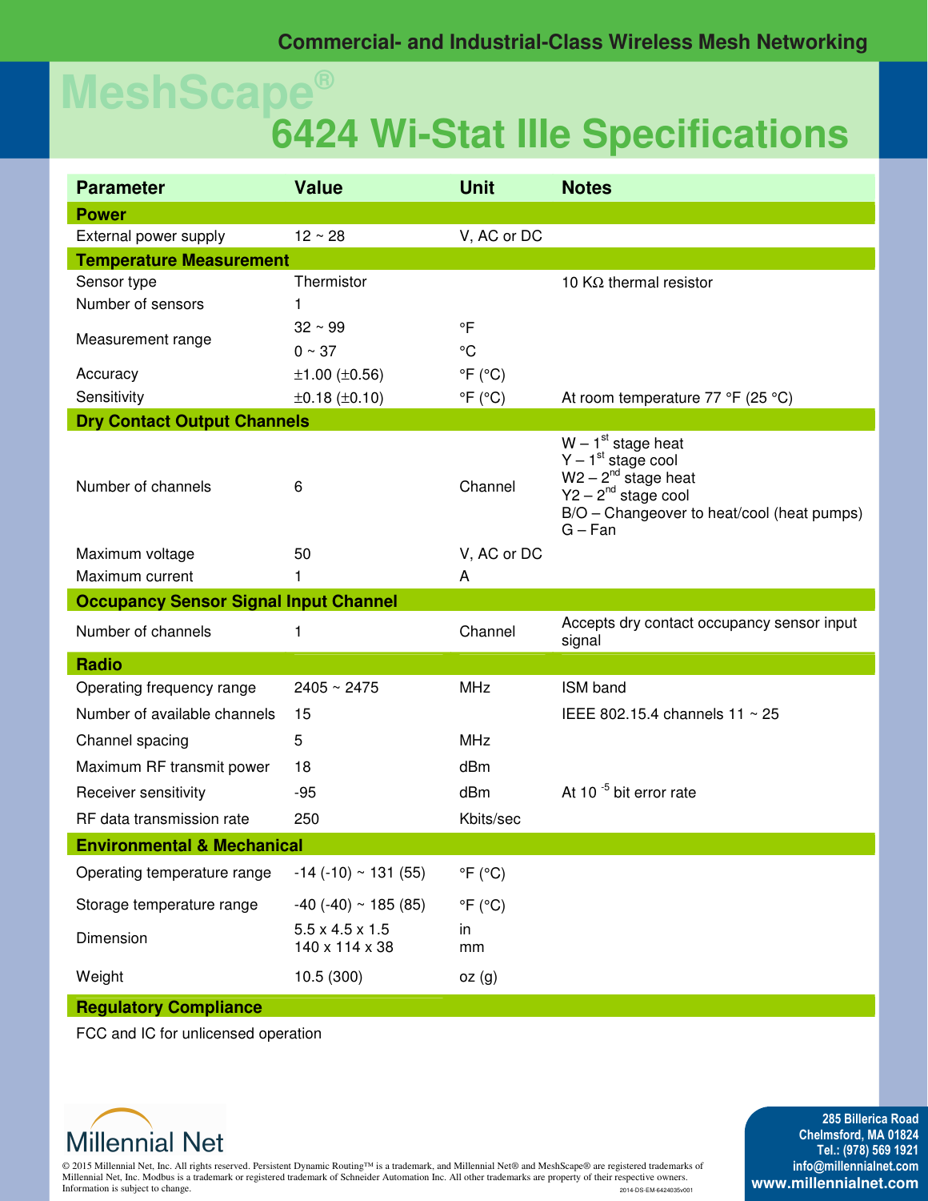Commercial- and Industrial-Class Wireless Mesh Networking

# MeshScape®
# 6424 Wi-Stat IIIe Specifications

| Parameter | Value | Unit | Notes |
|---|---|---|---|
| **Power** | | | |
| External power supply | 12 ~ 28 | V, AC or DC | |
| **Temperature Measurement** | | | |
| Sensor type | Thermistor | | 10 KΩ thermal resistor |
| Number of sensors | 1 | | |
| Measurement range | 32 ~ 99 | °F | |
| | 0 ~ 37 | °C | |
| Accuracy | ±1.00 (±0.56) | °F (°C) | |
| Sensitivity | ±0.18 (±0.10) | °F (°C) | At room temperature 77 °F (25 °C) |
| **Dry Contact Output Channels** | | | |
| Number of channels | 6 | Channel | W – 1st stage heat<br>Y – 1st stage cool<br>W2 – 2nd stage heat<br>Y2 – 2nd stage cool<br>B/O – Changeover to heat/cool (heat pumps)<br>G – Fan |
| Maximum voltage | 50 | V, AC or DC | |
| Maximum current | 1 | A | |
| **Occupancy Sensor Signal Input Channel** | | | |
| Number of channels | 1 | Channel | Accepts dry contact occupancy sensor input signal |
| **Radio** | | | |
| Operating frequency range | 2405 ~ 2475 | MHz | ISM band |
| Number of available channels | 15 | | IEEE 802.15.4 channels 11 ~ 25 |
| Channel spacing | 5 | MHz | |
| Maximum RF transmit power | 18 | dBm | |
| Receiver sensitivity | -95 | dBm | At $10^{-5}$ bit error rate |
| RF data transmission rate | 250 | Kbits/sec | |
| **Environmental & Mechanical** | | | |
| Operating temperature range | -14 (-10) ~ 131 (55) | °F (°C) | |
| Storage temperature range | -40 (-40) ~ 185 (85) | °F (°C) | |
| Dimension | 5.5 x 4.5 x 1.5<br>140 x 114 x 38 | in<br>mm | |
| Weight | 10.5 (300) | oz (g) | |
| **Regulatory Compliance** | | | |
| FCC and IC for unlicensed operation | | | |

Millennial Net

© 2015 Millennial Net, Inc. All rights reserved. Persistent Dynamic Routing™ is a trademark, and Millennial Net® and MeshScape® are registered trademarks of Millennial Net, Inc. Modbus is a trademark or registered trademark of Schneider Automation Inc. All other trademarks are property of their respective owners. Information is subject to change.

2014-DS-EM-6424035v001

285 Billerica Road
Chelmsford, MA 01824
Tel.: (978) 569 1921
info@millennialnet.com
www.millennialnet.com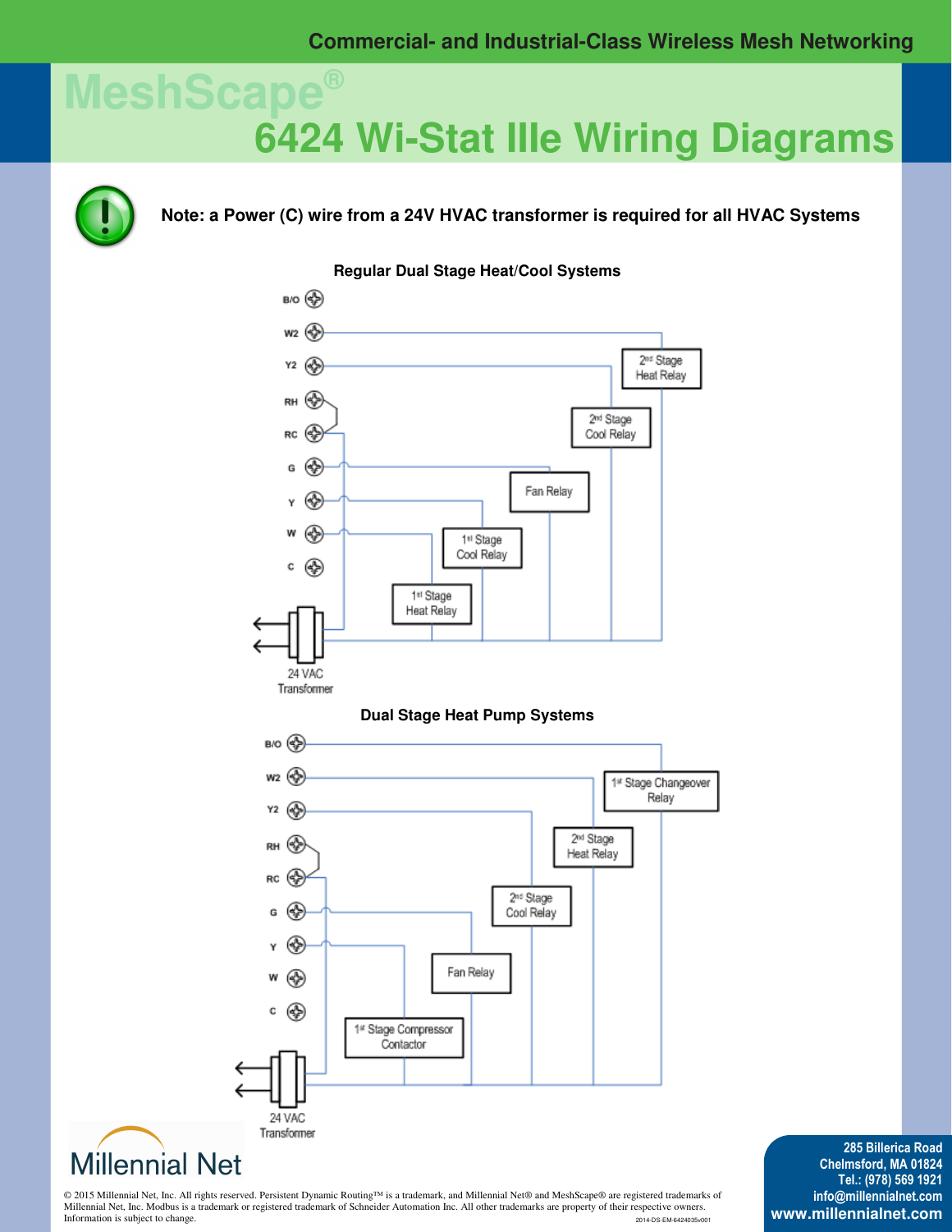Commercial- and Industrial-Class Wireless Mesh Networking

# MeshScape®

# 6424 Wi-Stat IIIe Wiring Diagrams

**Note: a Power (C) wire from a 24V HVAC transformer is required for all HVAC Systems**

## Regular Dual Stage Heat/Cool Systems

B/O
W2
Y2
RH
RC
G
Y
W
C

2nd Stage Heat Relay
2nd Stage Cool Relay
Fan Relay
1st Stage Cool Relay
1st Stage Heat Relay
24 VAC Transformer

## Dual Stage Heat Pump Systems

B/O
W2
Y2
RH
RC
G
Y
W
C

1st Stage Changeover Relay
2nd Stage Heat Relay
2nd Stage Cool Relay
Fan Relay
1st Stage Compressor Contactor
24 VAC Transformer

Millennial Net

© 2015 Millennial Net, Inc. All rights reserved. Persistent Dynamic Routing™ is a trademark, and Millennial Net® and MeshScape® are registered trademarks of Millennial Net, Inc. Modbus is a trademark or registered trademark of Schneider Automation Inc. All other trademarks are property of their respective owners. Information is subject to change.

2014-DS-EM-6424035v001

285 Billerica Road
Chelmsford, MA 01824
Tel.: (978) 569 1921
info@millennialnet.com
www.millennialnet.com